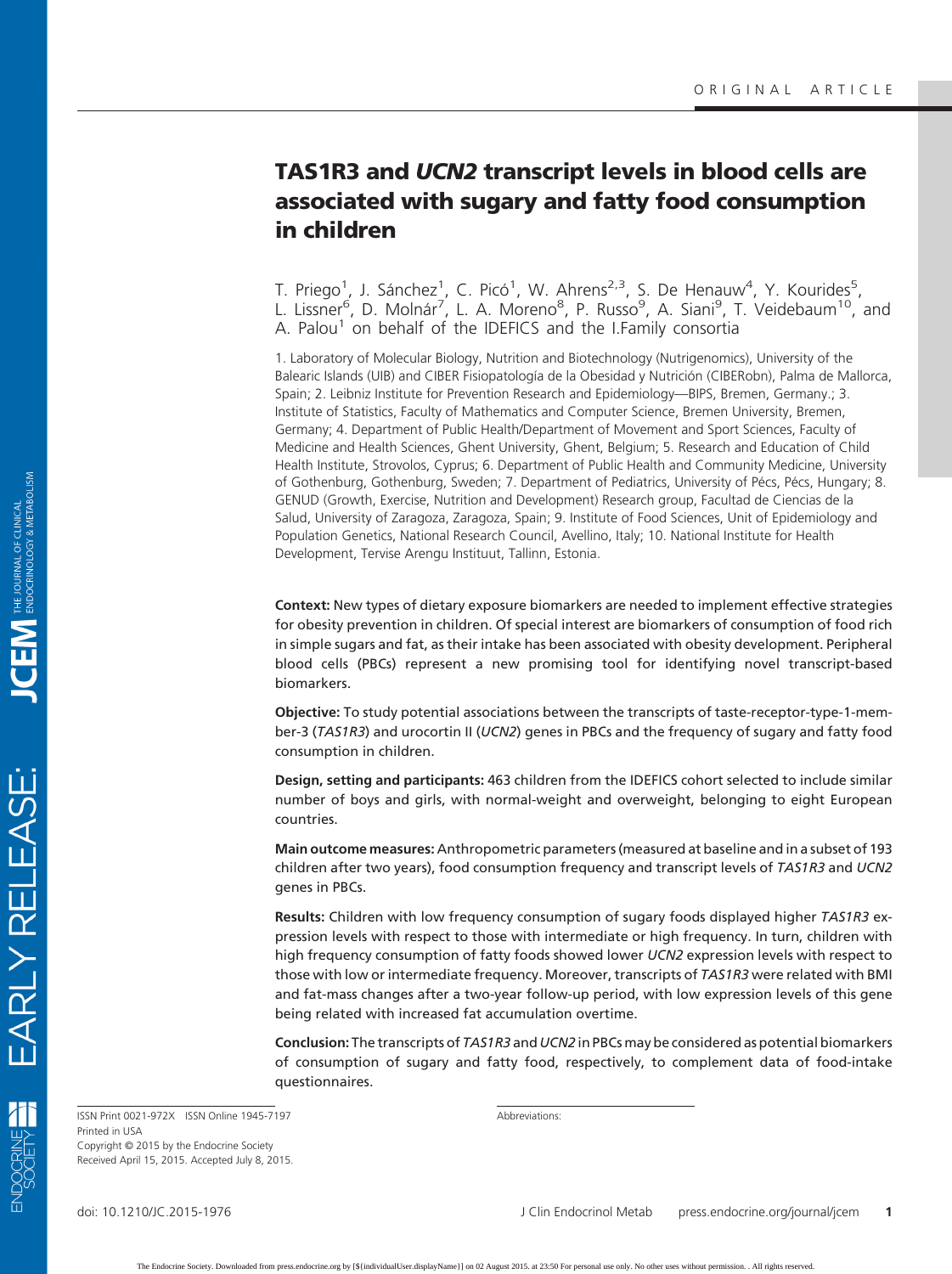ORIGINAL ARTICLE

# TAS1R3 and *UCN2* transcript levels in blood cells are associated with sugary and fatty food consumption in children

T. Priego[1], J. Sánchez[1], C. Picó[1], W. Ahrens[2,3], S. De Henauw[4], Y. Kourides[5], L. Lissner[6], D. Molnár[7], L. A. Moreno[8], P. Russo[9], A. Siani[9], T. Veidebaum[10], and A. Palou[1] on behalf of the IDEFICS and the I.Family consortia

1. Laboratory of Molecular Biology, Nutrition and Biotechnology (Nutrigenomics), University of the Balearic Islands (UIB) and CIBER Fisiopatología de la Obesidad y Nutrición (CIBERobn), Palma de Mallorca, Spain; 2. Leibniz Institute for Prevention Research and Epidemiology—BIPS, Bremen, Germany.; 3. Institute of Statistics, Faculty of Mathematics and Computer Science, Bremen University, Bremen, Germany; 4. Department of Public Health/Department of Movement and Sport Sciences, Faculty of Medicine and Health Sciences, Ghent University, Ghent, Belgium; 5. Research and Education of Child Health Institute, Strovolos, Cyprus; 6. Department of Public Health and Community Medicine, University of Gothenburg, Gothenburg, Sweden; 7. Department of Pediatrics, University of Pécs, Pécs, Hungary; 8. GENUD (Growth, Exercise, Nutrition and Development) Research group, Facultad de Ciencias de la Salud, University of Zaragoza, Zaragoza, Spain; 9. Institute of Food Sciences, Unit of Epidemiology and Population Genetics, National Research Council, Avellino, Italy; 10. National Institute for Health Development, Tervise Arengu Instituut, Tallinn, Estonia.

**Context:** New types of dietary exposure biomarkers are needed to implement effective strategies for obesity prevention in children. Of special interest are biomarkers of consumption of food rich in simple sugars and fat, as their intake has been associated with obesity development. Peripheral blood cells (PBCs) represent a new promising tool for identifying novel transcript-based biomarkers.

**Objective:** To study potential associations between the transcripts of taste-receptor-type-1-member-3 (*TAS1R3*) and urocortin II (*UCN2*) genes in PBCs and the frequency of sugary and fatty food consumption in children.

**Design, setting and participants:** 463 children from the IDEFICS cohort selected to include similar number of boys and girls, with normal-weight and overweight, belonging to eight European countries.

**Main outcome measures:** Anthropometric parameters (measured at baseline and in a subset of 193 children after two years), food consumption frequency and transcript levels of *TAS1R3* and *UCN2* genes in PBCs.

**Results:** Children with low frequency consumption of sugary foods displayed higher *TAS1R3* expression levels with respect to those with intermediate or high frequency. In turn, children with high frequency consumption of fatty foods showed lower *UCN2* expression levels with respect to those with low or intermediate frequency. Moreover, transcripts of *TAS1R3* were related with BMI and fat-mass changes after a two-year follow-up period, with low expression levels of this gene being related with increased fat accumulation overtime.

**Conclusion:** The transcripts of *TAS1R3* and *UCN2* in PBCs may be considered as potential biomarkers of consumption of sugary and fatty food, respectively, to complement data of food-intake questionnaires.

ISSN Print 0021-972X ISSN Online 1945-7197
Printed in USA
Copyright © 2015 by the Endocrine Society
Received April 15, 2015. Accepted July 8, 2015.

Abbreviations:

doi: 10.1210/JC.2015-1976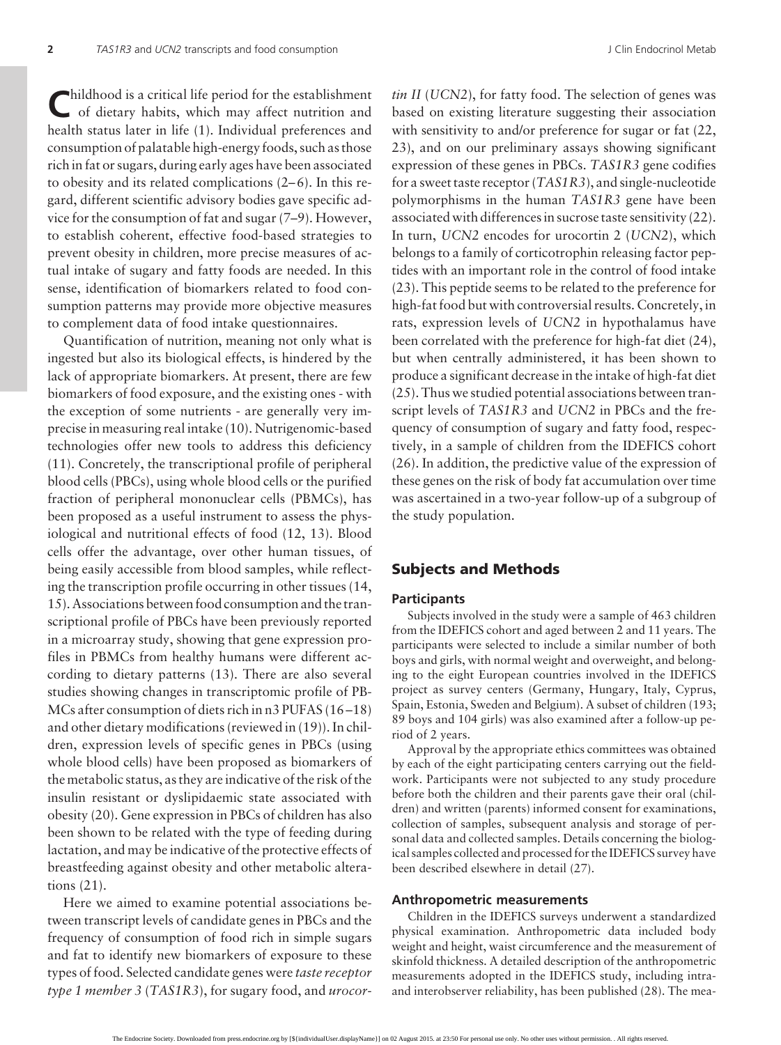Childhood is a critical life period for the establishment of dietary habits, which may affect nutrition and health status later in life (1). Individual preferences and consumption of palatable high-energy foods, such as those rich in fat or sugars, during early ages have been associated to obesity and its related complications (2–6). In this regard, different scientific advisory bodies gave specific advice for the consumption of fat and sugar (7–9). However, to establish coherent, effective food-based strategies to prevent obesity in children, more precise measures of actual intake of sugary and fatty foods are needed. In this sense, identification of biomarkers related to food consumption patterns may provide more objective measures to complement data of food intake questionnaires.

Quantification of nutrition, meaning not only what is ingested but also its biological effects, is hindered by the lack of appropriate biomarkers. At present, there are few biomarkers of food exposure, and the existing ones - with the exception of some nutrients - are generally very imprecise in measuring real intake (10). Nutrigenomic-based technologies offer new tools to address this deficiency (11). Concretely, the transcriptional profile of peripheral blood cells (PBCs), using whole blood cells or the purified fraction of peripheral mononuclear cells (PBMCs), has been proposed as a useful instrument to assess the physiological and nutritional effects of food (12, 13). Blood cells offer the advantage, over other human tissues, of being easily accessible from blood samples, while reflecting the transcription profile occurring in other tissues (14, 15). Associations between food consumption and the transcriptional profile of PBCs have been previously reported in a microarray study, showing that gene expression profiles in PBMCs from healthy humans were different according to dietary patterns (13). There are also several studies showing changes in transcriptomic profile of PBMCs after consumption of diets rich in n3 PUFAS (16–18) and other dietary modifications (reviewed in (19)). In children, expression levels of specific genes in PBCs (using whole blood cells) have been proposed as biomarkers of the metabolic status, as they are indicative of the risk of the insulin resistant or dyslipidaemic state associated with obesity (20). Gene expression in PBCs of children has also been shown to be related with the type of feeding during lactation, and may be indicative of the protective effects of breastfeeding against obesity and other metabolic alterations (21).

Here we aimed to examine potential associations between transcript levels of candidate genes in PBCs and the frequency of consumption of food rich in simple sugars and fat to identify new biomarkers of exposure to these types of food. Selected candidate genes were *taste receptor type 1 member 3* (*TAS1R3*), for sugary food, and *urocortin II* (*UCN2*), for fatty food. The selection of genes was based on existing literature suggesting their association with sensitivity to and/or preference for sugar or fat (22, 23), and on our preliminary assays showing significant expression of these genes in PBCs. *TAS1R3* gene codifies for a sweet taste receptor (*TAS1R3*), and single-nucleotide polymorphisms in the human *TAS1R3* gene have been associated with differences in sucrose taste sensitivity (22). In turn, *UCN2* encodes for urocortin 2 (*UCN2*), which belongs to a family of corticotrophin releasing factor peptides with an important role in the control of food intake (23). This peptide seems to be related to the preference for high-fat food but with controversial results. Concretely, in rats, expression levels of *UCN2* in hypothalamus have been correlated with the preference for high-fat diet (24), but when centrally administered, it has been shown to produce a significant decrease in the intake of high-fat diet (25). Thus we studied potential associations between transcript levels of *TAS1R3* and *UCN2* in PBCs and the frequency of consumption of sugary and fatty food, respectively, in a sample of children from the IDEFICS cohort (26). In addition, the predictive value of the expression of these genes on the risk of body fat accumulation over time was ascertained in a two-year follow-up of a subgroup of the study population.

## Subjects and Methods

### Participants

Subjects involved in the study were a sample of 463 children from the IDEFICS cohort and aged between 2 and 11 years. The participants were selected to include a similar number of both boys and girls, with normal weight and overweight, and belonging to the eight European countries involved in the IDEFICS project as survey centers (Germany, Hungary, Italy, Cyprus, Spain, Estonia, Sweden and Belgium). A subset of children (193; 89 boys and 104 girls) was also examined after a follow-up period of 2 years.

Approval by the appropriate ethics committees was obtained by each of the eight participating centers carrying out the fieldwork. Participants were not subjected to any study procedure before both the children and their parents gave their oral (children) and written (parents) informed consent for examinations, collection of samples, subsequent analysis and storage of personal data and collected samples. Details concerning the biological samples collected and processed for the IDEFICS survey have been described elsewhere in detail (27).

### Anthropometric measurements

Children in the IDEFICS surveys underwent a standardized physical examination. Anthropometric data included body weight and height, waist circumference and the measurement of skinfold thickness. A detailed description of the anthropometric measurements adopted in the IDEFICS study, including intra- and interobserver reliability, has been published (28). The mea-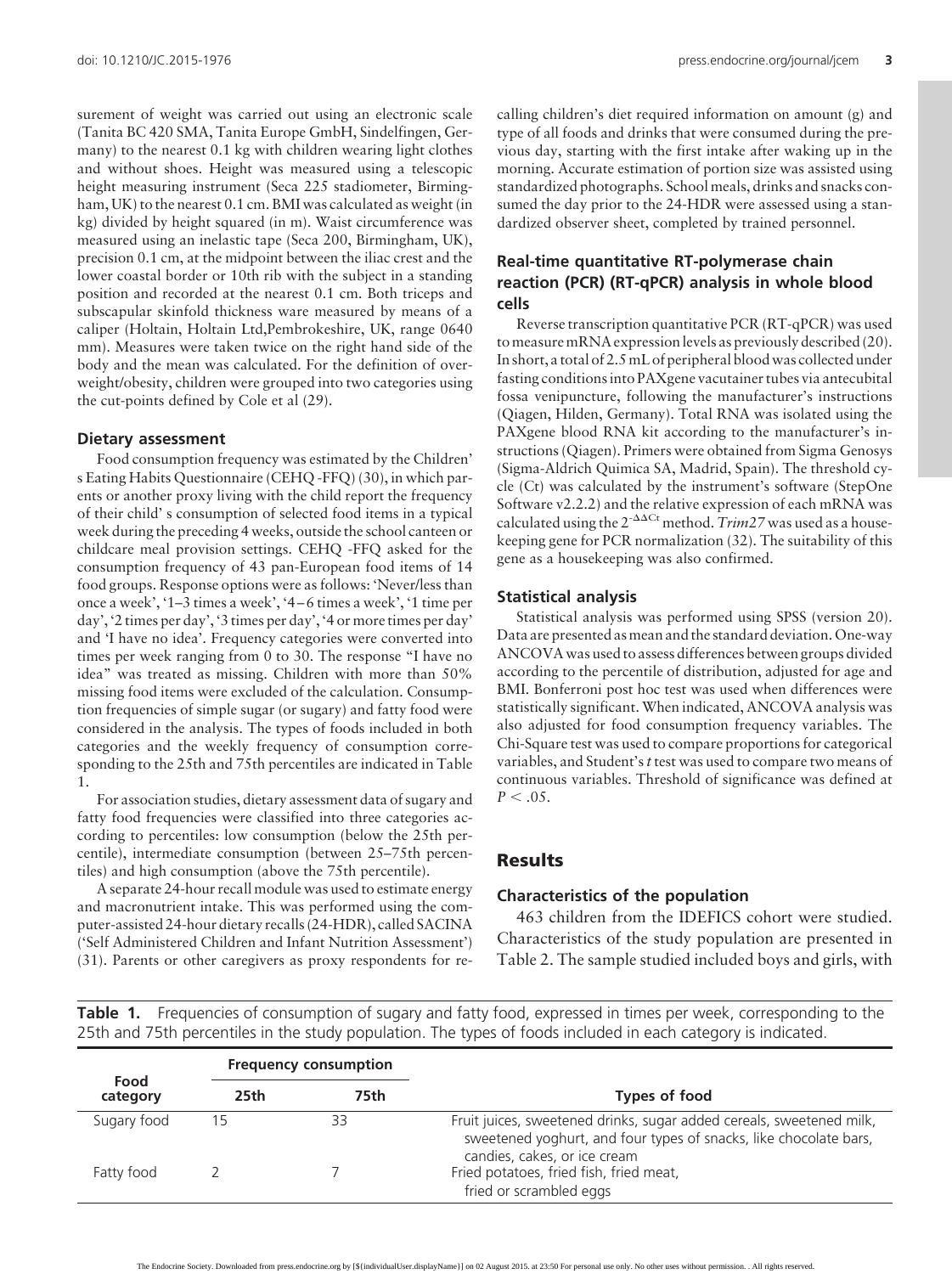surement of weight was carried out using an electronic scale (Tanita BC 420 SMA, Tanita Europe GmbH, Sindelfingen, Germany) to the nearest 0.1 kg with children wearing light clothes and without shoes. Height was measured using a telescopic height measuring instrument (Seca 225 stadiometer, Birmingham, UK) to the nearest 0.1 cm. BMI was calculated as weight (in kg) divided by height squared (in m). Waist circumference was measured using an inelastic tape (Seca 200, Birmingham, UK), precision 0.1 cm, at the midpoint between the iliac crest and the lower coastal border or 10th rib with the subject in a standing position and recorded at the nearest 0.1 cm. Both triceps and subscapular skinfold thickness ware measured by means of a caliper (Holtain, Holtain Ltd,Pembrokeshire, UK, range 0640 mm). Measures were taken twice on the right hand side of the body and the mean was calculated. For the definition of overweight/obesity, children were grouped into two categories using the cut-points defined by Cole et al (29).

### Dietary assessment

Food consumption frequency was estimated by the Children' s Eating Habits Questionnaire (CEHQ -FFQ) (30), in which parents or another proxy living with the child report the frequency of their child' s consumption of selected food items in a typical week during the preceding 4 weeks, outside the school canteen or childcare meal provision settings. CEHQ -FFQ asked for the consumption frequency of 43 pan-European food items of 14 food groups. Response options were as follows: 'Never/less than once a week', '1–3 times a week', '4–6 times a week', '1 time per day', '2 times per day', '3 times per day', '4 or more times per day' and 'I have no idea'. Frequency categories were converted into times per week ranging from 0 to 30. The response "I have no idea" was treated as missing. Children with more than 50% missing food items were excluded of the calculation. Consumption frequencies of simple sugar (or sugary) and fatty food were considered in the analysis. The types of foods included in both categories and the weekly frequency of consumption corresponding to the 25th and 75th percentiles are indicated in Table 1.

For association studies, dietary assessment data of sugary and fatty food frequencies were classified into three categories according to percentiles: low consumption (below the 25th percentile), intermediate consumption (between 25–75th percentiles) and high consumption (above the 75th percentile).

A separate 24-hour recall module was used to estimate energy and macronutrient intake. This was performed using the computer-assisted 24-hour dietary recalls (24-HDR), called SACINA ('Self Administered Children and Infant Nutrition Assessment') (31). Parents or other caregivers as proxy respondents for recalling children's diet required information on amount (g) and type of all foods and drinks that were consumed during the previous day, starting with the first intake after waking up in the morning. Accurate estimation of portion size was assisted using standardized photographs. School meals, drinks and snacks consumed the day prior to the 24-HDR were assessed using a standardized observer sheet, completed by trained personnel.

### Real-time quantitative RT-polymerase chain reaction (PCR) (RT-qPCR) analysis in whole blood cells

Reverse transcription quantitative PCR (RT-qPCR) was used to measure mRNA expression levels as previously described (20). In short, a total of 2.5 mL of peripheral blood was collected under fasting conditions into PAXgene vacutainer tubes via antecubital fossa venipuncture, following the manufacturer's instructions (Qiagen, Hilden, Germany). Total RNA was isolated using the PAXgene blood RNA kit according to the manufacturer's instructions (Qiagen). Primers were obtained from Sigma Genosys (Sigma-Aldrich Quimica SA, Madrid, Spain). The threshold cycle (Ct) was calculated by the instrument's software (StepOne Software v2.2.2) and the relative expression of each mRNA was calculated using the $2^{-\Delta\Delta Ct}$ method. *Trim27* was used as a housekeeping gene for PCR normalization (32). The suitability of this gene as a housekeeping was also confirmed.

### Statistical analysis

Statistical analysis was performed using SPSS (version 20). Data are presented as mean and the standard deviation. One-way ANCOVA was used to assess differences between groups divided according to the percentile of distribution, adjusted for age and BMI. Bonferroni post hoc test was used when differences were statistically significant. When indicated, ANCOVA analysis was also adjusted for food consumption frequency variables. The Chi-Square test was used to compare proportions for categorical variables, and Student's *t* test was used to compare two means of continuous variables. Threshold of significance was defined at $P < .05$.

## Results

### Characteristics of the population

463 children from the IDEFICS cohort were studied. Characteristics of the study population are presented in Table 2. The sample studied included boys and girls, with

**Table 1.** Frequencies of consumption of sugary and fatty food, expressed in times per week, corresponding to the 25th and 75th percentiles in the study population. The types of foods included in each category is indicated.

| Food category | Frequency consumption | | Types of food |
|---|---|---|---|
| | 25th | 75th | |
| Sugary food | 15 | 33 | Fruit juices, sweetened drinks, sugar added cereals, sweetened milk, sweetened yoghurt, and four types of snacks, like chocolate bars, candies, cakes, or ice cream |
| Fatty food | 2 | 7 | Fried potatoes, fried fish, fried meat, fried or scrambled eggs |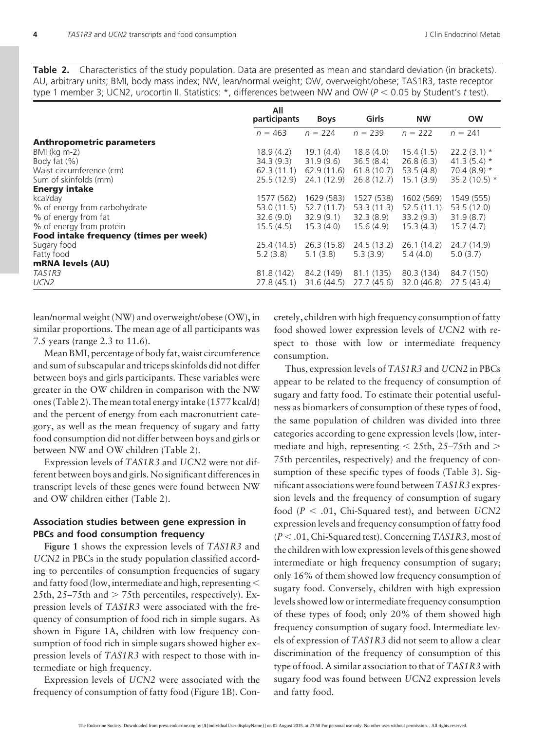**Table 2.** Characteristics of the study population. Data are presented as mean and standard deviation (in brackets). AU, arbitrary units; BMI, body mass index; NW, lean/normal weight; OW, overweight/obese; TAS1R3, taste receptor type 1 member 3; UCN2, urocortin II. Statistics: *, differences between NW and OW ($P < 0.05$ by Student's *t* test).

| | All participants | Boys | Girls | NW | OW |
|---|---|---|---|---|---|
| | $n = 463$ | $n = 224$ | $n = 239$ | $n = 222$ | $n = 241$ |
| **Anthropometric parameters** | | | | | |
| BMI (kg m-2) | 18.9 (4.2) | 19.1 (4.4) | 18.8 (4.0) | 15.4 (1.5) | 22.2 (3.1) * |
| Body fat (%) | 34.3 (9.3) | 31.9 (9.6) | 36.5 (8.4) | 26.8 (6.3) | 41.3 (5.4) * |
| Waist circumference (cm) | 62.3 (11.1) | 62.9 (11.6) | 61.8 (10.7) | 53.5 (4.8) | 70.4 (8.9) * |
| Sum of skinfolds (mm) | 25.5 (12.9) | 24.1 (12.9) | 26.8 (12.7) | 15.1 (3.9) | 35.2 (10.5) * |
| **Energy intake** | | | | | |
| kcal/day | 1577 (562) | 1629 (583) | 1527 (538) | 1602 (569) | 1549 (555) |
| % of energy from carbohydrate | 53.0 (11.5) | 52.7 (11.7) | 53.3 (11.3) | 52.5 (11.1) | 53.5 (12.0) |
| % of energy from fat | 32.6 (9.0) | 32.9 (9.1) | 32.3 (8.9) | 33.2 (9.3) | 31.9 (8.7) |
| % of energy from protein | 15.5 (4.5) | 15.3 (4.0) | 15.6 (4.9) | 15.3 (4.3) | 15.7 (4.7) |
| **Food intake frequency (times per week)** | | | | | |
| Sugary food | 25.4 (14.5) | 26.3 (15.8) | 24.5 (13.2) | 26.1 (14.2) | 24.7 (14.9) |
| Fatty food | 5.2 (3.8) | 5.1 (3.8) | 5.3 (3.9) | 5.4 (4.0) | 5.0 (3.7) |
| **mRNA levels (AU)** | | | | | |
| *TAS1R3* | 81.8 (142) | 84.2 (149) | 81.1 (135) | 80.3 (134) | 84.7 (150) |
| *UCN2* | 27.8 (45.1) | 31.6 (44.5) | 27.7 (45.6) | 32.0 (46.8) | 27.5 (43.4) |

lean/normal weight (NW) and overweight/obese (OW), in similar proportions. The mean age of all participants was 7.5 years (range 2.3 to 11.6).

Mean BMI, percentage of body fat, waist circumference and sum of subscapular and triceps skinfolds did not differ between boys and girls participants. These variables were greater in the OW children in comparison with the NW ones (Table 2). The mean total energy intake (1577 kcal/d) and the percent of energy from each macronutrient category, as well as the mean frequency of sugary and fatty food consumption did not differ between boys and girls or between NW and OW children (Table 2).

Expression levels of *TAS1R3* and *UCN2* were not different between boys and girls. No significant differences in transcript levels of these genes were found between NW and OW children either (Table 2).

### Association studies between gene expression in PBCs and food consumption frequency

**Figure 1** shows the expression levels of *TAS1R3* and *UCN2* in PBCs in the study population classified according to percentiles of consumption frequencies of sugary and fatty food (low, intermediate and high, representing < 25th, 25–75th and > 75th percentiles, respectively). Expression levels of *TAS1R3* were associated with the frequency of consumption of food rich in simple sugars. As shown in Figure 1A, children with low frequency consumption of food rich in simple sugars showed higher expression levels of *TAS1R3* with respect to those with intermediate or high frequency.

Expression levels of *UCN2* were associated with the frequency of consumption of fatty food (Figure 1B). Concretely, children with high frequency consumption of fatty food showed lower expression levels of *UCN2* with respect to those with low or intermediate frequency consumption.

Thus, expression levels of *TAS1R3* and *UCN2* in PBCs appear to be related to the frequency of consumption of sugary and fatty food. To estimate their potential usefulness as biomarkers of consumption of these types of food, the same population of children was divided into three categories according to gene expression levels (low, intermediate and high, representing < 25th, 25–75th and > 75th percentiles, respectively) and the frequency of consumption of these specific types of foods (Table 3). Significant associations were found between *TAS1R3* expression levels and the frequency of consumption of sugary food ($P < .01$, Chi-Squared test), and between *UCN2* expression levels and frequency consumption of fatty food ($P < .01$, Chi-Squared test). Concerning *TAS1R3*, most of the children with low expression levels of this gene showed intermediate or high frequency consumption of sugary; only 16% of them showed low frequency consumption of sugary food. Conversely, children with high expression levels showed low or intermediate frequency consumption of these types of food; only 20% of them showed high frequency consumption of sugary food. Intermediate levels of expression of *TAS1R3* did not seem to allow a clear discrimination of the frequency of consumption of this type of food. A similar association to that of *TAS1R3* with sugary food was found between *UCN2* expression levels and fatty food.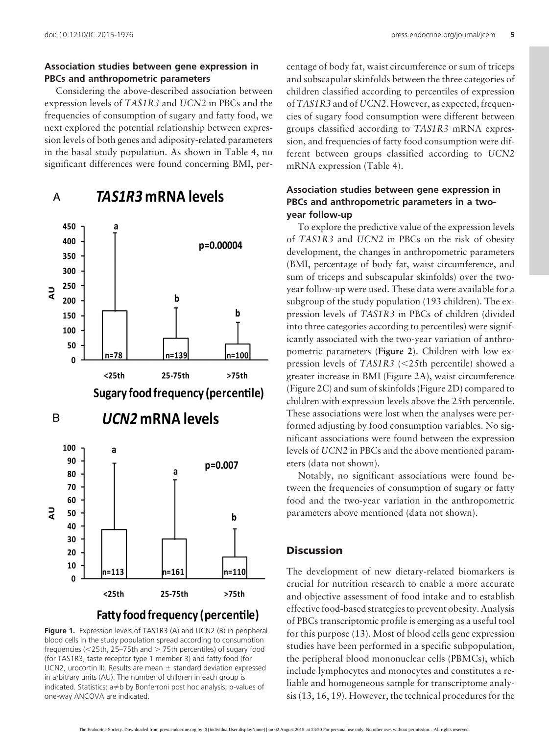### Association studies between gene expression in PBCs and anthropometric parameters

Considering the above-described association between expression levels of *TAS1R3* and *UCN2* in PBCs and the frequencies of consumption of sugary and fatty food, we next explored the potential relationship between expression levels of both genes and adiposity-related parameters in the basal study population. As shown in Table 4, no significant differences were found concerning BMI, percentage of body fat, waist circumference or sum of triceps and subscapular skinfolds between the three categories of children classified according to percentiles of expression of *TAS1R3* and of *UCN2*. However, as expected, frequencies of sugary food consumption were different between groups classified according to *TAS1R3* mRNA expression, and frequencies of fatty food consumption were different between groups classified according to *UCN2* mRNA expression (Table 4).

**Figure 1.** Expression levels of TAS1R3 (A) and UCN2 (B) in peripheral blood cells in the study population spread according to consumption frequencies (<25th, 25–75th and > 75th percentiles) of sugary food (for TAS1R3, taste receptor type 1 member 3) and fatty food (for UCN2, urocortin II). Results are mean ± standard deviation expressed in arbitrary units (AU). The number of children in each group is indicated. Statistics: a≠b by Bonferroni post hoc analysis; p-values of one-way ANCOVA are indicated.

### Association studies between gene expression in PBCs and anthropometric parameters in a two-year follow-up

To explore the predictive value of the expression levels of *TAS1R3* and *UCN2* in PBCs on the risk of obesity development, the changes in anthropometric parameters (BMI, percentage of body fat, waist circumference, and sum of triceps and subscapular skinfolds) over the two-year follow-up were used. These data were available for a subgroup of the study population (193 children). The expression levels of *TAS1R3* in PBCs of children (divided into three categories according to percentiles) were significantly associated with the two-year variation of anthropometric parameters (**Figure 2**). Children with low expression levels of *TAS1R3* (<25th percentile) showed a greater increase in BMI (Figure 2A), waist circumference (Figure 2C) and sum of skinfolds (Figure 2D) compared to children with expression levels above the 25th percentile. These associations were lost when the analyses were performed adjusting by food consumption variables. No significant associations were found between the expression levels of *UCN2* in PBCs and the above mentioned parameters (data not shown).

Notably, no significant associations were found between the frequencies of consumption of sugary or fatty food and the two-year variation in the anthropometric parameters above mentioned (data not shown).

## Discussion

The development of new dietary-related biomarkers is crucial for nutrition research to enable a more accurate and objective assessment of food intake and to establish effective food-based strategies to prevent obesity. Analysis of PBCs transcriptomic profile is emerging as a useful tool for this purpose (13). Most of blood cells gene expression studies have been performed in a specific subpopulation, the peripheral blood mononuclear cells (PBMCs), which include lymphocytes and monocytes and constitutes a reliable and homogeneous sample for transcriptome analysis (13, 16, 19). However, the technical procedures for the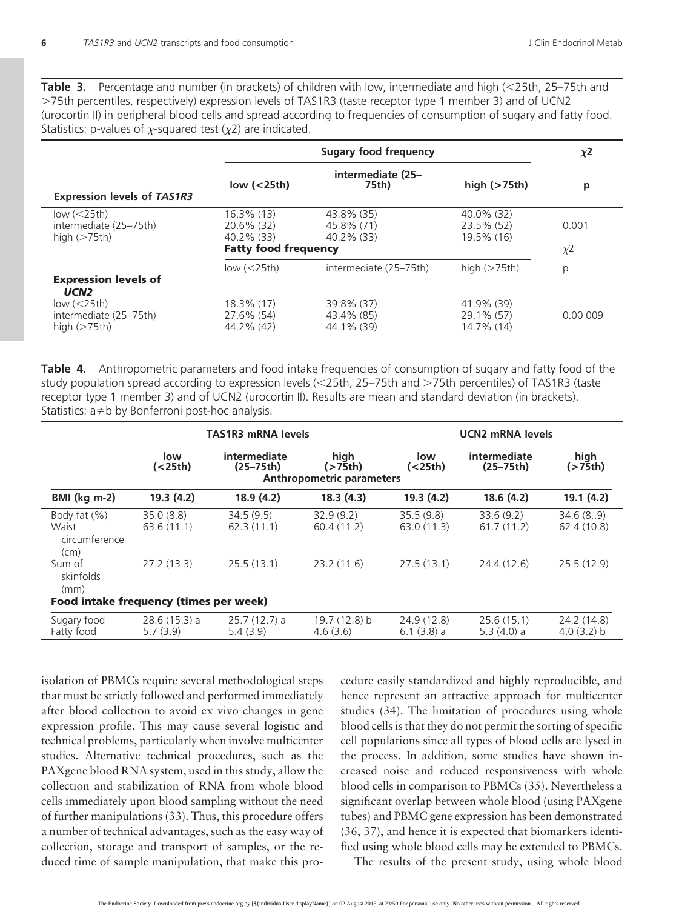**Table 3.** Percentage and number (in brackets) of children with low, intermediate and high (<25th, 25–75th and >75th percentiles, respectively) expression levels of TAS1R3 (taste receptor type 1 member 3) and of UCN2 (urocortin II) in peripheral blood cells and spread according to frequencies of consumption of sugary and fatty food. Statistics: p-values of χ-squared test (χ2) are indicated.

| | Sugary food frequency | | | χ2 |
|---|---|---|---|---|
| **Expression levels of *TAS1R3*** | low (<25th) | intermediate (25–75th) | high (>75th) | p |
| low (<25th) | 16.3% (13) | 43.8% (35) | 40.0% (32) | |
| intermediate (25–75th) | 20.6% (32) | 45.8% (71) | 23.5% (52) | 0.001 |
| high (>75th) | 40.2% (33) | 40.2% (33) | 19.5% (16) | |
| | **Fatty food frequency** | | | χ2 |
| **Expression levels of *UCN2*** | low (<25th) | intermediate (25–75th) | high (>75th) | p |
| low (<25th) | 18.3% (17) | 39.8% (37) | 41.9% (39) | |
| intermediate (25–75th) | 27.6% (54) | 43.4% (85) | 29.1% (57) | 0.00 009 |
| high (>75th) | 44.2% (42) | 44.1% (39) | 14.7% (14) | |

**Table 4.** Anthropometric parameters and food intake frequencies of consumption of sugary and fatty food of the study population spread according to expression levels (<25th, 25–75th and >75th percentiles) of TAS1R3 (taste receptor type 1 member 3) and of UCN2 (urocortin II). Results are mean and standard deviation (in brackets). Statistics: a≠b by Bonferroni post-hoc analysis.

| | TAS1R3 mRNA levels | | | UCN2 mRNA levels | | |
|---|---|---|---|---|---|---|
| | low (<25th) | intermediate (25–75th) | high (>75th) | low (<25th) | intermediate (25–75th) | high (>75th) |
| **Anthropometric parameters** | | | | | | |
| **BMI (kg m-2)** | **19.3 (4.2)** | **18.9 (4.2)** | **18.3 (4.3)** | **19.3 (4.2)** | **18.6 (4.2)** | **19.1 (4.2)** |
| Body fat (%) | 35.0 (8.8) | 34.5 (9.5) | 32.9 (9.2) | 35.5 (9.8) | 33.6 (9.2) | 34.6 (8,.9) |
| Waist circumference (cm) | 63.6 (11.1) | 62.3 (11.1) | 60.4 (11.2) | 63.0 (11.3) | 61.7 (11.2) | 62.4 (10.8) |
| Sum of skinfolds (mm) | 27.2 (13.3) | 25.5 (13.1) | 23.2 (11.6) | 27.5 (13.1) | 24.4 (12.6) | 25.5 (12.9) |
| **Food intake frequency (times per week)** | | | | | | |
| Sugary food | 28.6 (15.3) a | 25.7 (12.7) a | 19.7 (12.8) b | 24.9 (12.8) | 25.6 (15.1) | 24.2 (14.8) |
| Fatty food | 5.7 (3.9) | 5.4 (3.9) | 4.6 (3.6) | 6.1 (3.8) a | 5.3 (4.0) a | 4.0 (3.2) b |

isolation of PBMCs require several methodological steps that must be strictly followed and performed immediately after blood collection to avoid ex vivo changes in gene expression profile. This may cause several logistic and technical problems, particularly when involve multicenter studies. Alternative technical procedures, such as the PAXgene blood RNA system, used in this study, allow the collection and stabilization of RNA from whole blood cells immediately upon blood sampling without the need of further manipulations (33). Thus, this procedure offers a number of technical advantages, such as the easy way of collection, storage and transport of samples, or the reduced time of sample manipulation, that make this procedure easily standardized and highly reproducible, and hence represent an attractive approach for multicenter studies (34). The limitation of procedures using whole blood cells is that they do not permit the sorting of specific cell populations since all types of blood cells are lysed in the process. In addition, some studies have shown increased noise and reduced responsiveness with whole blood cells in comparison to PBMCs (35). Nevertheless a significant overlap between whole blood (using PAXgene tubes) and PBMC gene expression has been demonstrated (36, 37), and hence it is expected that biomarkers identified using whole blood cells may be extended to PBMCs.

The results of the present study, using whole blood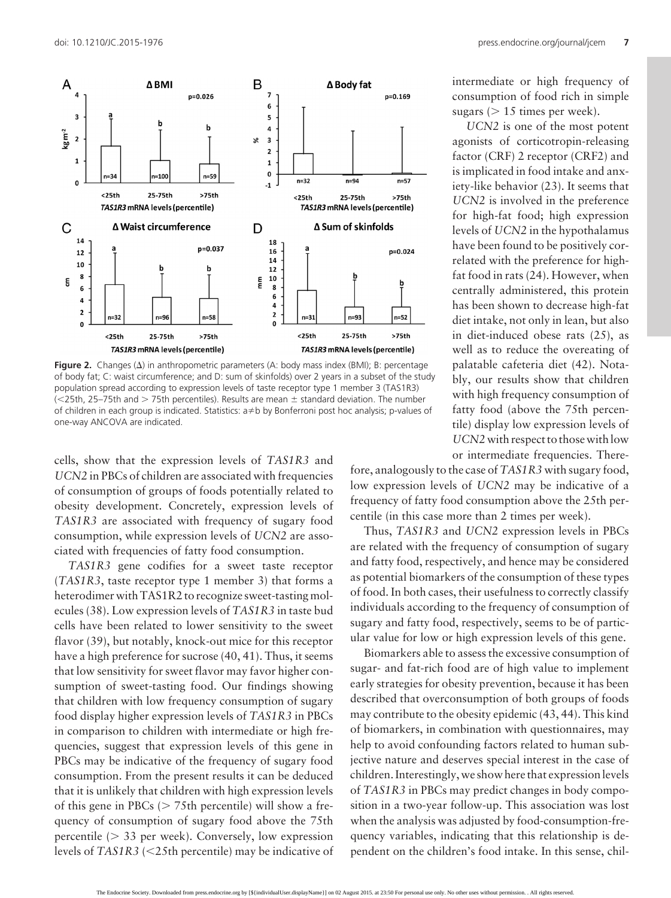**Figure 2.** Changes (Δ) in anthropometric parameters (A: body mass index (BMI); B: percentage of body fat; C: waist circumference; and D: sum of skinfolds) over 2 years in a subset of the study population spread according to expression levels of taste receptor type 1 member 3 (TAS1R3) (<25th, 25–75th and > 75th percentiles). Results are mean ± standard deviation. The number of children in each group is indicated. Statistics: a≠b by Bonferroni post hoc analysis; p-values of one-way ANCOVA are indicated.

intermediate or high frequency of consumption of food rich in simple sugars (> 15 times per week).

*UCN2* is one of the most potent agonists of corticotropin-releasing factor (CRF) 2 receptor (CRF2) and is implicated in food intake and anxiety-like behavior (23). It seems that *UCN2* is involved in the preference for high-fat food; high expression levels of *UCN2* in the hypothalamus have been found to be positively correlated with the preference for high-fat food in rats (24). However, when centrally administered, this protein has been shown to decrease high-fat diet intake, not only in lean, but also in diet-induced obese rats (25), as well as to reduce the overeating of palatable cafeteria diet (42). Notably, our results show that children with high frequency consumption of fatty food (above the 75th percentile) display low expression levels of *UCN2* with respect to those with low or intermediate frequencies. Therefore, analogously to the case of *TAS1R3* with sugary food, low expression levels of *UCN2* may be indicative of a frequency of fatty food consumption above the 25th percentile (in this case more than 2 times per week).

Thus, *TAS1R3* and *UCN2* expression levels in PBCs are related with the frequency of consumption of sugary and fatty food, respectively, and hence may be considered as potential biomarkers of the consumption of these types of food. In both cases, their usefulness to correctly classify individuals according to the frequency of consumption of sugary and fatty food, respectively, seems to be of particular value for low or high expression levels of this gene.

Biomarkers able to assess the excessive consumption of sugar- and fat-rich food are of high value to implement early strategies for obesity prevention, because it has been described that overconsumption of both groups of foods may contribute to the obesity epidemic (43, 44). This kind of biomarkers, in combination with questionnaires, may help to avoid confounding factors related to human subjective nature and deserves special interest in the case of children. Interestingly, we show here that expression levels of *TAS1R3* in PBCs may predict changes in body composition in a two-year follow-up. This association was lost when the analysis was adjusted by food-consumption-frequency variables, indicating that this relationship is dependent on the children's food intake. In this sense, chil-

cells, show that the expression levels of *TAS1R3* and *UCN2* in PBCs of children are associated with frequencies of consumption of groups of foods potentially related to obesity development. Concretely, expression levels of *TAS1R3* are associated with frequency of sugary food consumption, while expression levels of *UCN2* are associated with frequencies of fatty food consumption.

*TAS1R3* gene codifies for a sweet taste receptor (*TAS1R3*, taste receptor type 1 member 3) that forms a heterodimer with TAS1R2 to recognize sweet-tasting molecules (38). Low expression levels of *TAS1R3* in taste bud cells have been related to lower sensitivity to the sweet flavor (39), but notably, knock-out mice for this receptor have a high preference for sucrose (40, 41). Thus, it seems that low sensitivity for sweet flavor may favor higher consumption of sweet-tasting food. Our findings showing that children with low frequency consumption of sugary food display higher expression levels of *TAS1R3* in PBCs in comparison to children with intermediate or high frequencies, suggest that expression levels of this gene in PBCs may be indicative of the frequency of sugary food consumption. From the present results it can be deduced that it is unlikely that children with high expression levels of this gene in PBCs (> 75th percentile) will show a frequency of consumption of sugary food above the 75th percentile (> 33 per week). Conversely, low expression levels of *TAS1R3* (<25th percentile) may be indicative of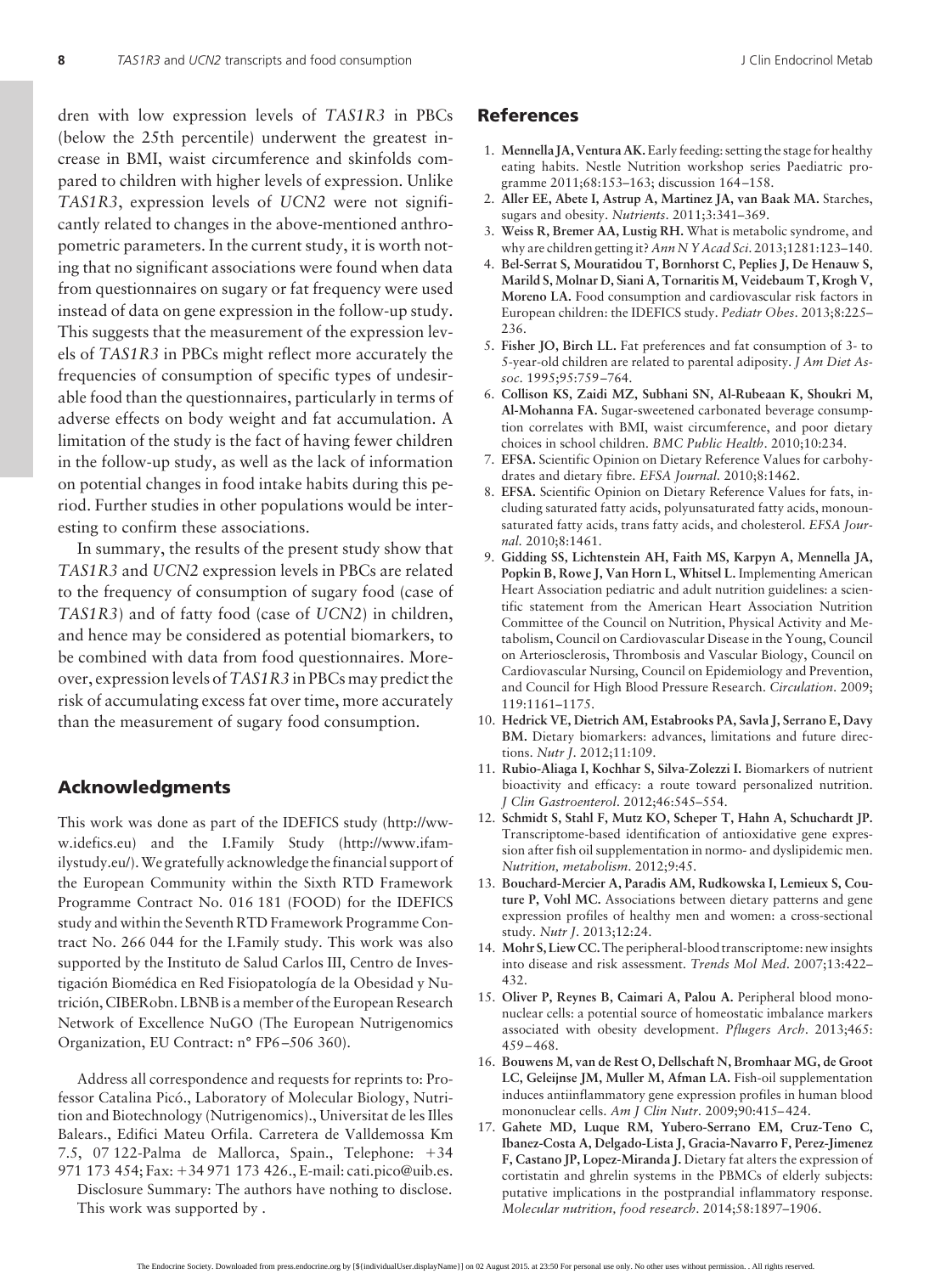dren with low expression levels of *TAS1R3* in PBCs (below the 25th percentile) underwent the greatest increase in BMI, waist circumference and skinfolds compared to children with higher levels of expression. Unlike *TAS1R3*, expression levels of *UCN2* were not significantly related to changes in the above-mentioned anthropometric parameters. In the current study, it is worth noting that no significant associations were found when data from questionnaires on sugary or fat frequency were used instead of data on gene expression in the follow-up study. This suggests that the measurement of the expression levels of *TAS1R3* in PBCs might reflect more accurately the frequencies of consumption of specific types of undesirable food than the questionnaires, particularly in terms of adverse effects on body weight and fat accumulation. A limitation of the study is the fact of having fewer children in the follow-up study, as well as the lack of information on potential changes in food intake habits during this period. Further studies in other populations would be interesting to confirm these associations.

In summary, the results of the present study show that *TAS1R3* and *UCN2* expression levels in PBCs are related to the frequency of consumption of sugary food (case of *TAS1R3*) and of fatty food (case of *UCN2*) in children, and hence may be considered as potential biomarkers, to be combined with data from food questionnaires. Moreover, expression levels of *TAS1R3* in PBCs may predict the risk of accumulating excess fat over time, more accurately than the measurement of sugary food consumption.

## Acknowledgments

This work was done as part of the IDEFICS study (http://www.idefics.eu) and the I.Family Study (http://www.ifamilystudy.eu/). We gratefully acknowledge the financial support of the European Community within the Sixth RTD Framework Programme Contract No. 016 181 (FOOD) for the IDEFICS study and within the Seventh RTD Framework Programme Contract No. 266 044 for the I.Family study. This work was also supported by the Instituto de Salud Carlos III, Centro de Investigación Biomédica en Red Fisiopatología de la Obesidad y Nutrición, CIBERobn. LBNB is a member of the European Research Network of Excellence NuGO (The European Nutrigenomics Organization, EU Contract: n° FP6–506 360).

Address all correspondence and requests for reprints to: Professor Catalina Picó., Laboratory of Molecular Biology, Nutrition and Biotechnology (Nutrigenomics)., Universitat de les Illes Balears., Edifici Mateu Orfila. Carretera de Valldemossa Km 7.5, 07 122-Palma de Mallorca, Spain., Telephone: +34 971 173 454; Fax: +34 971 173 426., E-mail: cati.pico@uib.es.

Disclosure Summary: The authors have nothing to disclose.

This work was supported by .

## References

1. **Mennella JA, Ventura AK.** Early feeding: setting the stage for healthy eating habits. Nestle Nutrition workshop series Paediatric programme 2011;68:153–163; discussion 164–158.
2. **Aller EE, Abete I, Astrup A, Martinez JA, van Baak MA.** Starches, sugars and obesity. *Nutrients*. 2011;3:341–369.
3. **Weiss R, Bremer AA, Lustig RH.** What is metabolic syndrome, and why are children getting it? *Ann N Y Acad Sci*. 2013;1281:123–140.
4. **Bel-Serrat S, Mouratidou T, Bornhorst C, Peplies J, De Henauw S, Marild S, Molnar D, Siani A, Tornaritis M, Veidebaum T, Krogh V, Moreno LA.** Food consumption and cardiovascular risk factors in European children: the IDEFICS study. *Pediatr Obes*. 2013;8:225–236.
5. **Fisher JO, Birch LL.** Fat preferences and fat consumption of 3- to 5-year-old children are related to parental adiposity. *J Am Diet Assoc*. 1995;95:759–764.
6. **Collison KS, Zaidi MZ, Subhani SN, Al-Rubeaan K, Shoukri M, Al-Mohanna FA.** Sugar-sweetened carbonated beverage consumption correlates with BMI, waist circumference, and poor dietary choices in school children. *BMC Public Health*. 2010;10:234.
7. **EFSA.** Scientific Opinion on Dietary Reference Values for carbohydrates and dietary fibre. *EFSA Journal*. 2010;8:1462.
8. **EFSA.** Scientific Opinion on Dietary Reference Values for fats, including saturated fatty acids, polyunsaturated fatty acids, monounsaturated fatty acids, trans fatty acids, and cholesterol. *EFSA Journal*. 2010;8:1461.
9. **Gidding SS, Lichtenstein AH, Faith MS, Karpyn A, Mennella JA, Popkin B, Rowe J, Van Horn L, Whitsel L.** Implementing American Heart Association pediatric and adult nutrition guidelines: a scientific statement from the American Heart Association Nutrition Committee of the Council on Nutrition, Physical Activity and Metabolism, Council on Cardiovascular Disease in the Young, Council on Arteriosclerosis, Thrombosis and Vascular Biology, Council on Cardiovascular Nursing, Council on Epidemiology and Prevention, and Council for High Blood Pressure Research. *Circulation*. 2009; 119:1161–1175.
10. **Hedrick VE, Dietrich AM, Estabrooks PA, Savla J, Serrano E, Davy BM.** Dietary biomarkers: advances, limitations and future directions. *Nutr J*. 2012;11:109.
11. **Rubio-Aliaga I, Kochhar S, Silva-Zolezzi I.** Biomarkers of nutrient bioactivity and efficacy: a route toward personalized nutrition. *J Clin Gastroenterol*. 2012;46:545–554.
12. **Schmidt S, Stahl F, Mutz KO, Scheper T, Hahn A, Schuchardt JP.** Transcriptome-based identification of antioxidative gene expression after fish oil supplementation in normo- and dyslipidemic men. *Nutrition, metabolism*. 2012;9:45.
13. **Bouchard-Mercier A, Paradis AM, Rudkowska I, Lemieux S, Couture P, Vohl MC.** Associations between dietary patterns and gene expression profiles of healthy men and women: a cross-sectional study. *Nutr J*. 2013;12:24.
14. **Mohr S, Liew CC.** The peripheral-blood transcriptome: new insights into disease and risk assessment. *Trends Mol Med*. 2007;13:422–432.
15. **Oliver P, Reynes B, Caimari A, Palou A.** Peripheral blood mononuclear cells: a potential source of homeostatic imbalance markers associated with obesity development. *Pflugers Arch*. 2013;465: 459–468.
16. **Bouwens M, van de Rest O, Dellschaft N, Bromhaar MG, de Groot LC, Geleijnse JM, Muller M, Afman LA.** Fish-oil supplementation induces antiinflammatory gene expression profiles in human blood mononuclear cells. *Am J Clin Nutr*. 2009;90:415–424.
17. **Gahete MD, Luque RM, Yubero-Serrano EM, Cruz-Teno C, Ibanez-Costa A, Delgado-Lista J, Gracia-Navarro F, Perez-Jimenez F, Castano JP, Lopez-Miranda J.** Dietary fat alters the expression of cortistatin and ghrelin systems in the PBMCs of elderly subjects: putative implications in the postprandial inflammatory response. *Molecular nutrition, food research*. 2014;58:1897–1906.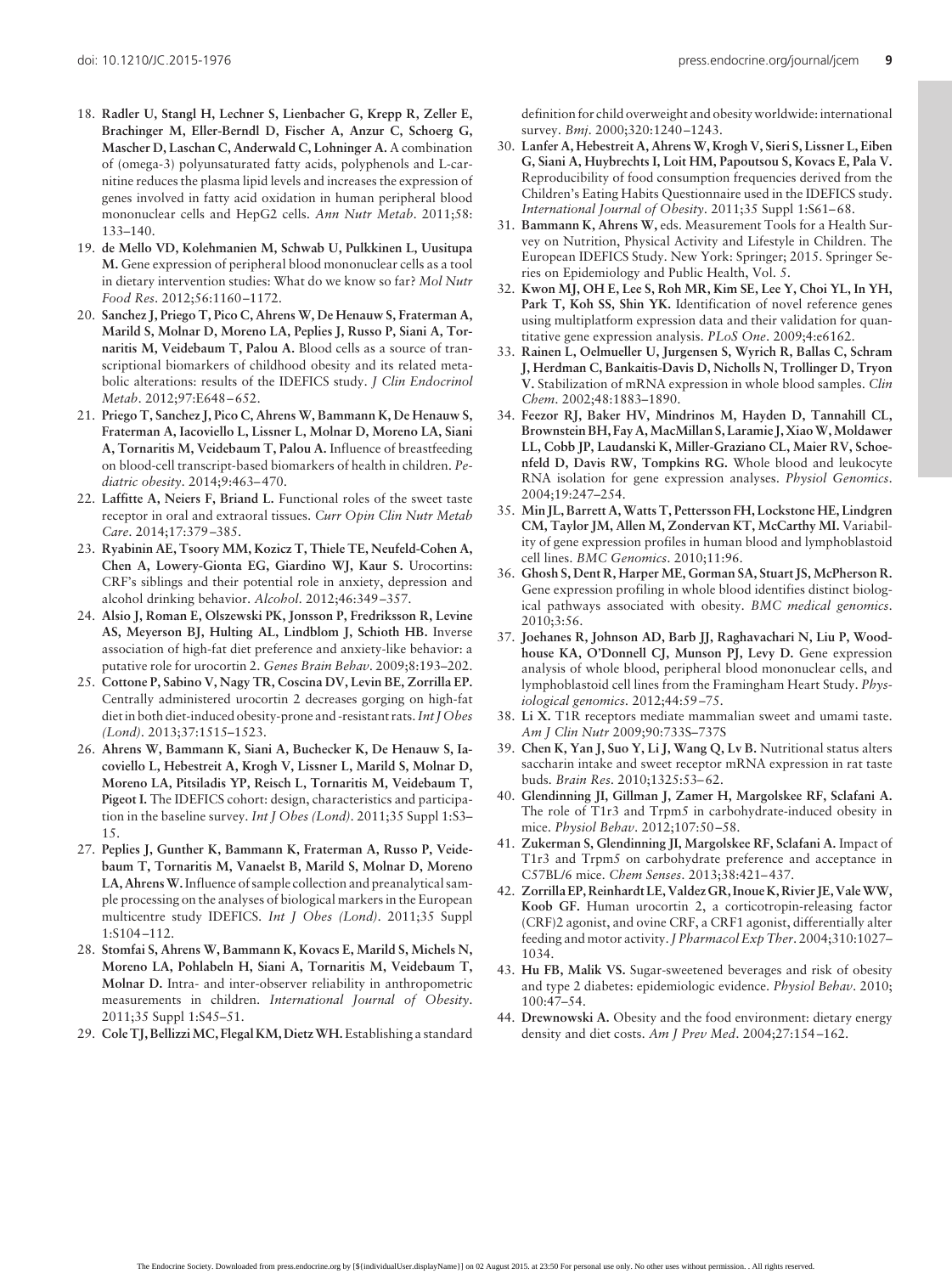18. **Radler U, Stangl H, Lechner S, Lienbacher G, Krepp R, Zeller E, Brachinger M, Eller-Berndl D, Fischer A, Anzur C, Schoerg G, Mascher D, Laschan C, Anderwald C, Lohninger A.** A combination of (omega-3) polyunsaturated fatty acids, polyphenols and L-carnitine reduces the plasma lipid levels and increases the expression of genes involved in fatty acid oxidation in human peripheral blood mononuclear cells and HepG2 cells. *Ann Nutr Metab*. 2011;58: 133–140.
19. **de Mello VD, Kolehmanien M, Schwab U, Pulkkinen L, Uusitupa M.** Gene expression of peripheral blood mononuclear cells as a tool in dietary intervention studies: What do we know so far? *Mol Nutr Food Res*. 2012;56:1160–1172.
20. **Sanchez J, Priego T, Pico C, Ahrens W, De Henauw S, Fraterman A, Marild S, Molnar D, Moreno LA, Peplies J, Russo P, Siani A, Tornaritis M, Veidebaum T, Palou A.** Blood cells as a source of transcriptional biomarkers of childhood obesity and its related metabolic alterations: results of the IDEFICS study. *J Clin Endocrinol Metab*. 2012;97:E648–652.
21. **Priego T, Sanchez J, Pico C, Ahrens W, Bammann K, De Henauw S, Fraterman A, Iacoviello L, Lissner L, Molnar D, Moreno LA, Siani A, Tornaritis M, Veidebaum T, Palou A.** Influence of breastfeeding on blood-cell transcript-based biomarkers of health in children. *Pediatric obesity*. 2014;9:463–470.
22. **Laffitte A, Neiers F, Briand L.** Functional roles of the sweet taste receptor in oral and extraoral tissues. *Curr Opin Clin Nutr Metab Care*. 2014;17:379–385.
23. **Ryabinin AE, Tsoory MM, Kozicz T, Thiele TE, Neufeld-Cohen A, Chen A, Lowery-Gionta EG, Giardino WJ, Kaur S.** Urocortins: CRF's siblings and their potential role in anxiety, depression and alcohol drinking behavior. *Alcohol*. 2012;46:349–357.
24. **Alsio J, Roman E, Olszewski PK, Jonsson P, Fredriksson R, Levine AS, Meyerson BJ, Hulting AL, Lindblom J, Schioth HB.** Inverse association of high-fat diet preference and anxiety-like behavior: a putative role for urocortin 2. *Genes Brain Behav*. 2009;8:193–202.
25. **Cottone P, Sabino V, Nagy TR, Coscina DV, Levin BE, Zorrilla EP.** Centrally administered urocortin 2 decreases gorging on high-fat diet in both diet-induced obesity-prone and -resistant rats. *Int J Obes (Lond)*. 2013;37:1515–1523.
26. **Ahrens W, Bammann K, Siani A, Buchecker K, De Henauw S, Iacoviello L, Hebestreit A, Krogh V, Lissner L, Marild S, Molnar D, Moreno LA, Pitsiladis YP, Reisch L, Tornaritis M, Veidebaum T, Pigeot I.** The IDEFICS cohort: design, characteristics and participation in the baseline survey. *Int J Obes (Lond)*. 2011;35 Suppl 1:S3–15.
27. **Peplies J, Gunther K, Bammann K, Fraterman A, Russo P, Veidebaum T, Tornaritis M, Vanaelst B, Marild S, Molnar D, Moreno LA, Ahrens W.** Influence of sample collection and preanalytical sample processing on the analyses of biological markers in the European multicentre study IDEFICS. *Int J Obes (Lond)*. 2011;35 Suppl 1:S104–112.
28. **Stomfai S, Ahrens W, Bammann K, Kovacs E, Marild S, Michels N, Moreno LA, Pohlabeln H, Siani A, Tornaritis M, Veidebaum T, Molnar D.** Intra- and inter-observer reliability in anthropometric measurements in children. *International Journal of Obesity*. 2011;35 Suppl 1:S45–51.
29. **Cole TJ, Bellizzi MC, Flegal KM, Dietz WH.** Establishing a standard definition for child overweight and obesity worldwide: international survey. *Bmj*. 2000;320:1240–1243.
30. **Lanfer A, Hebestreit A, Ahrens W, Krogh V, Sieri S, Lissner L, Eiben G, Siani A, Huybrechts I, Loit HM, Papoutsou S, Kovacs E, Pala V.** Reproducibility of food consumption frequencies derived from the Children's Eating Habits Questionnaire used in the IDEFICS study. *International Journal of Obesity*. 2011;35 Suppl 1:S61–68.
31. **Bammann K, Ahrens W,** eds. Measurement Tools for a Health Survey on Nutrition, Physical Activity and Lifestyle in Children. The European IDEFICS Study. New York: Springer; 2015. Springer Series on Epidemiology and Public Health, Vol. 5.
32. **Kwon MJ, OH E, Lee S, Roh MR, Kim SE, Lee Y, Choi YL, In YH, Park T, Koh SS, Shin YK.** Identification of novel reference genes using multiplatform expression data and their validation for quantitative gene expression analysis. *PLoS One*. 2009;4:e6162.
33. **Rainen L, Oelmueller U, Jurgensen S, Wyrich R, Ballas C, Schram J, Herdman C, Bankaitis-Davis D, Nicholls N, Trollinger D, Tryon V.** Stabilization of mRNA expression in whole blood samples. *Clin Chem*. 2002;48:1883–1890.
34. **Feezor RJ, Baker HV, Mindrinos M, Hayden D, Tannahill CL, Brownstein BH, Fay A, MacMillan S, Laramie J, Xiao W, Moldawer LL, Cobb JP, Laudanski K, Miller-Graziano CL, Maier RV, Schoenfeld D, Davis RW, Tompkins RG.** Whole blood and leukocyte RNA isolation for gene expression analyses. *Physiol Genomics*. 2004;19:247–254.
35. **Min JL, Barrett A, Watts T, Pettersson FH, Lockstone HE, Lindgren CM, Taylor JM, Allen M, Zondervan KT, McCarthy MI.** Variability of gene expression profiles in human blood and lymphoblastoid cell lines. *BMC Genomics*. 2010;11:96.
36. **Ghosh S, Dent R, Harper ME, Gorman SA, Stuart JS, McPherson R.** Gene expression profiling in whole blood identifies distinct biological pathways associated with obesity. *BMC medical genomics*. 2010;3:56.
37. **Joehanes R, Johnson AD, Barb JJ, Raghavachari N, Liu P, Woodhouse KA, O'Donnell CJ, Munson PJ, Levy D.** Gene expression analysis of whole blood, peripheral blood mononuclear cells, and lymphoblastoid cell lines from the Framingham Heart Study. *Physiological genomics*. 2012;44:59–75.
38. **Li X.** T1R receptors mediate mammalian sweet and umami taste. *Am J Clin Nutr* 2009;90:733S–737S
39. **Chen K, Yan J, Suo Y, Li J, Wang Q, Lv B.** Nutritional status alters saccharin intake and sweet receptor mRNA expression in rat taste buds. *Brain Res*. 2010;1325:53–62.
40. **Glendinning JI, Gillman J, Zamer H, Margolskee RF, Sclafani A.** The role of T1r3 and Trpm5 in carbohydrate-induced obesity in mice. *Physiol Behav*. 2012;107:50–58.
41. **Zukerman S, Glendinning JI, Margolskee RF, Sclafani A.** Impact of T1r3 and Trpm5 on carbohydrate preference and acceptance in C57BL/6 mice. *Chem Senses*. 2013;38:421–437.
42. **Zorrilla EP, Reinhardt LE, Valdez GR, Inoue K, Rivier JE, Vale WW, Koob GF.** Human urocortin 2, a corticotropin-releasing factor (CRF)2 agonist, and ovine CRF, a CRF1 agonist, differentially alter feeding and motor activity. *J Pharmacol Exp Ther*. 2004;310:1027–1034.
43. **Hu FB, Malik VS.** Sugar-sweetened beverages and risk of obesity and type 2 diabetes: epidemiologic evidence. *Physiol Behav*. 2010; 100:47–54.
44. **Drewnowski A.** Obesity and the food environment: dietary energy density and diet costs. *Am J Prev Med*. 2004;27:154–162.